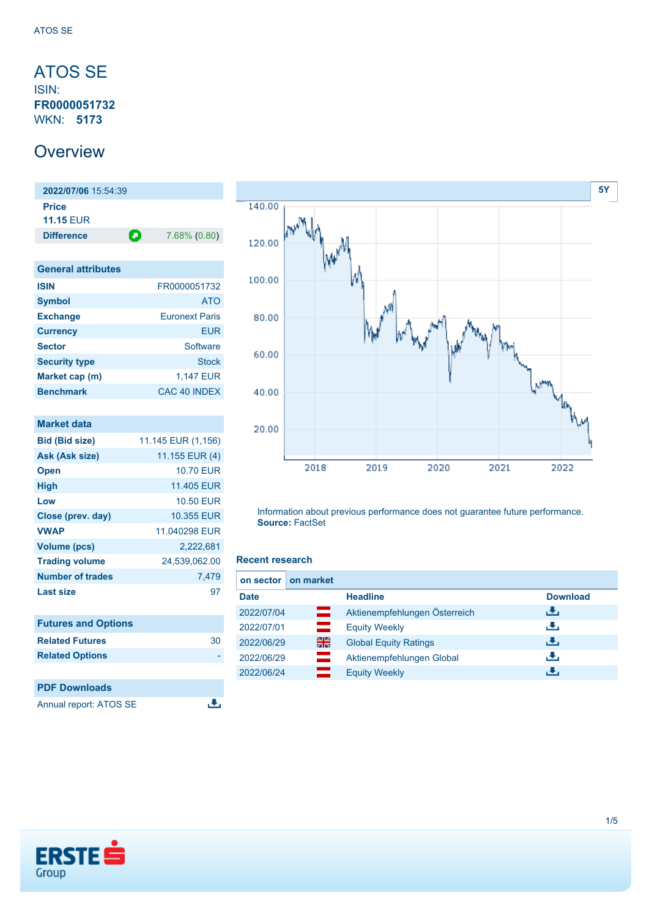# ATOS SE

ISIN: **FR0000051732**

WKN: **5173**

## Overview

| 2022/07/06 15:54:39 | |
|---|---|
| **Price** | |
| **11.15** EUR | |
| **Difference** | 7.68% (0.80) |

| General attributes | |
|---|---|
| **ISIN** | FR0000051732 |
| **Symbol** | ATO |
| **Exchange** | Euronext Paris |
| **Currency** | EUR |
| **Sector** | Software |
| **Security type** | Stock |
| **Market cap (m)** | 1,147 EUR |
| **Benchmark** | CAC 40 INDEX |

| Market data | |
|---|---|
| **Bid (Bid size)** | 11.145 EUR (1,156) |
| **Ask (Ask size)** | 11.155 EUR (4) |
| **Open** | 10.70 EUR |
| **High** | 11.405 EUR |
| **Low** | 10.50 EUR |
| **Close (prev. day)** | 10.355 EUR |
| **VWAP** | 11.040298 EUR |
| **Volume (pcs)** | 2,222,681 |
| **Trading volume** | 24,539,062.00 |
| **Number of trades** | 7,479 |
| **Last size** | 97 |

| Futures and Options | |
|---|---|
| **Related Futures** | 30 |
| **Related Options** | - |

| PDF Downloads | |
|---|---|
| Annual report: ATOS SE | |

5Y

140.00
120.00
100.00
80.00
60.00
40.00
20.00

2018 2019 2020 2021 2022

Information about previous performance does not guarantee future performance.
**Source:** FactSet

### Recent research

on sector | on market

| Date | | Headline | Download |
|---|---|---|---|
| 2022/07/04 | | Aktienempfehlungen Österreich | |
| 2022/07/01 | | Equity Weekly | |
| 2022/06/29 | | Global Equity Ratings | |
| 2022/06/29 | | Aktienempfehlungen Global | |
| 2022/06/24 | | Equity Weekly | |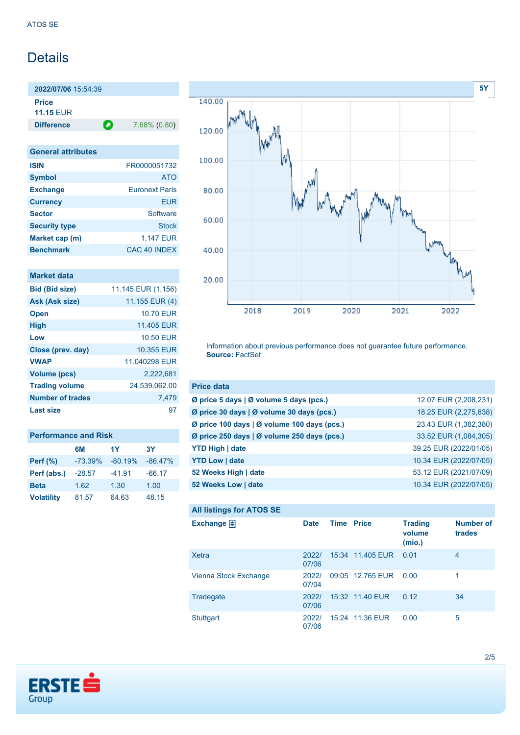ATOS SE

# Details

| 2022/07/06 15:54:39 | |
|---|---|
| **Price** | |
| **11.15** EUR | |
| **Difference** | 7.68% (0.80) |

| General attributes | |
|---|---|
| **ISIN** | FR0000051732 |
| **Symbol** | ATO |
| **Exchange** | Euronext Paris |
| **Currency** | EUR |
| **Sector** | Software |
| **Security type** | Stock |
| **Market cap (m)** | 1,147 EUR |
| **Benchmark** | CAC 40 INDEX |

| Market data | |
|---|---|
| **Bid (Bid size)** | 11.145 EUR (1,156) |
| **Ask (Ask size)** | 11.155 EUR (4) |
| **Open** | 10.70 EUR |
| **High** | 11.405 EUR |
| **Low** | 10.50 EUR |
| **Close (prev. day)** | 10.355 EUR |
| **VWAP** | 11.040298 EUR |
| **Volume (pcs)** | 2,222,681 |
| **Trading volume** | 24,539,062.00 |
| **Number of trades** | 7,479 |
| **Last size** | 97 |

| Performance and Risk | 6M | 1Y | 3Y |
|---|---|---|---|
| **Perf (%)** | -73.39% | -80.19% | -86.47% |
| **Perf (abs.)** | -28.57 | -41.91 | -66.17 |
| **Beta** | 1.62 | 1.30 | 1.00 |
| **Volatility** | 81.57 | 64.63 | 48.15 |

5Y

140.00
120.00
100.00
80.00
60.00
40.00
20.00

2018 2019 2020 2021 2022

Information about previous performance does not guarantee future performance.
**Source:** FactSet

| Price data | |
|---|---|
| **Ø price 5 days \| Ø volume 5 days (pcs.)** | 12.07 EUR (2,208,231) |
| **Ø price 30 days \| Ø volume 30 days (pcs.)** | 18.25 EUR (2,275,638) |
| **Ø price 100 days \| Ø volume 100 days (pcs.)** | 23.43 EUR (1,382,380) |
| **Ø price 250 days \| Ø volume 250 days (pcs.)** | 33.52 EUR (1,084,305) |
| **YTD High \| date** | 39.25 EUR (2022/01/05) |
| **YTD Low \| date** | 10.34 EUR (2022/07/05) |
| **52 Weeks High \| date** | 53.12 EUR (2021/07/09) |
| **52 Weeks Low \| date** | 10.34 EUR (2022/07/05) |

**All listings for ATOS SE**

| Exchange | Date | Time | Price | Trading volume (mio.) | Number of trades |
|---|---|---|---|---|---|
| Xetra | 2022/07/06 | 15:34 | 11.405 EUR | 0.01 | 4 |
| Vienna Stock Exchange | 2022/07/04 | 09:05 | 12.765 EUR | 0.00 | 1 |
| Tradegate | 2022/07/06 | 15:32 | 11.40 EUR | 0.12 | 34 |
| Stuttgart | 2022/07/06 | 15:24 | 11.36 EUR | 0.00 | 5 |

ERSTE Group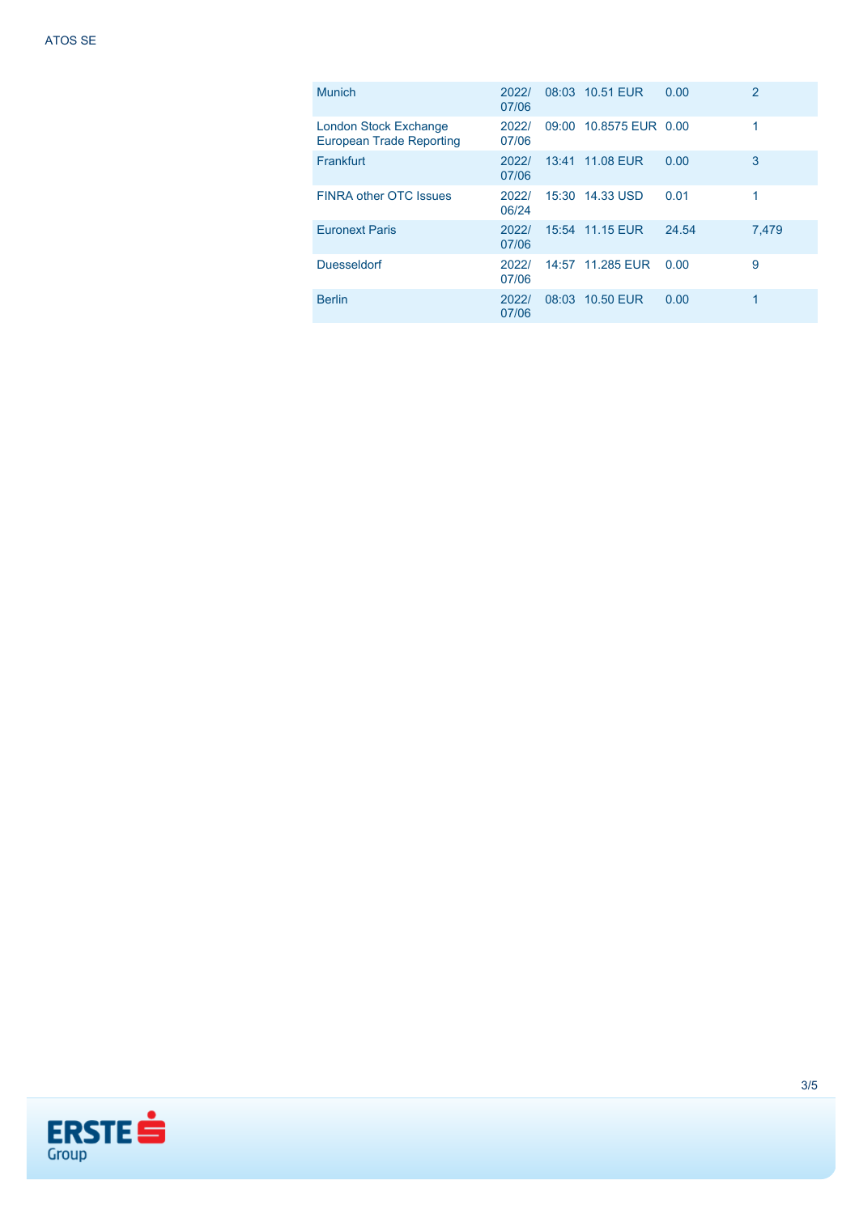| | | | | | |
|---|---|---|---|---|---|
| Munich | 2022/07/06 | 08:03 | 10.51 EUR | 0.00 | 2 |
| London Stock Exchange European Trade Reporting | 2022/07/06 | 09:00 | 10.8575 EUR | 0.00 | 1 |
| Frankfurt | 2022/07/06 | 13:41 | 11.08 EUR | 0.00 | 3 |
| FINRA other OTC Issues | 2022/06/24 | 15:30 | 14.33 USD | 0.01 | 1 |
| Euronext Paris | 2022/07/06 | 15:54 | 11.15 EUR | 24.54 | 7,479 |
| Duesseldorf | 2022/07/06 | 14:57 | 11.285 EUR | 0.00 | 9 |
| Berlin | 2022/07/06 | 08:03 | 10.50 EUR | 0.00 | 1 |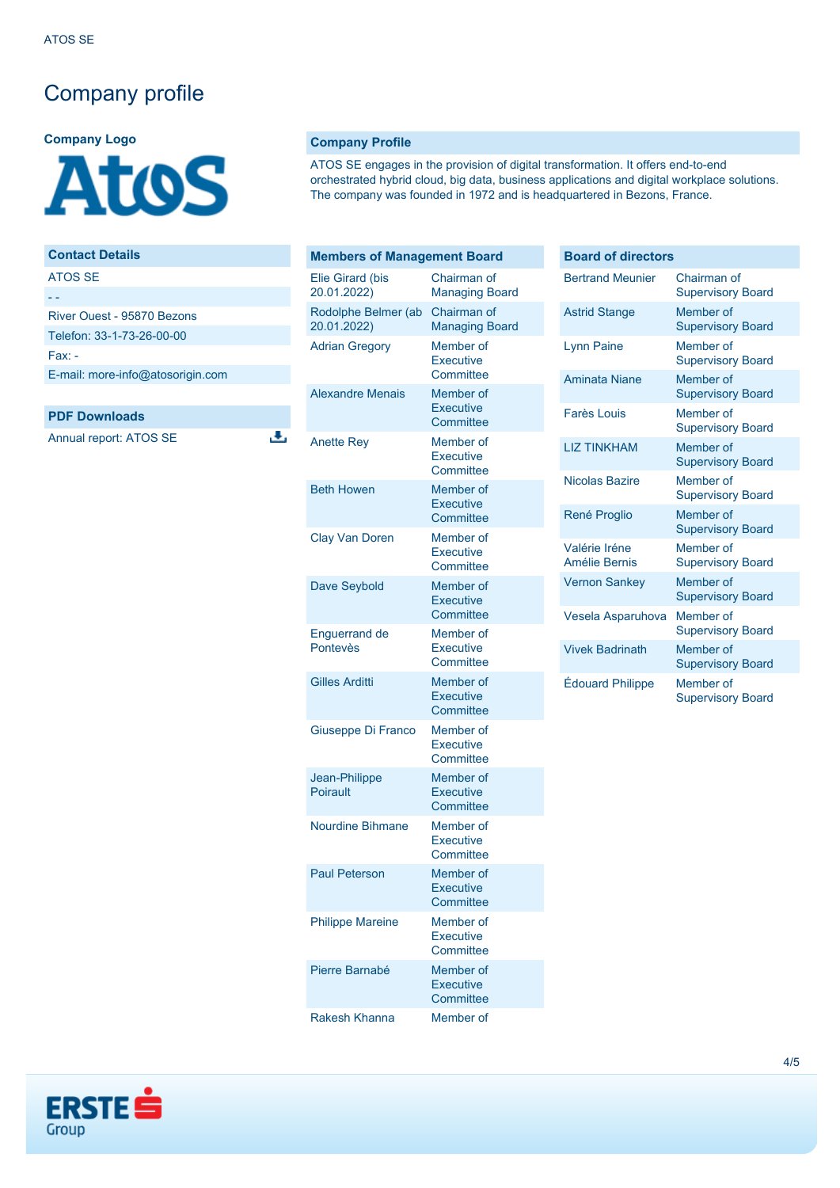# Company profile

**Company Logo**

## Company Profile

ATOS SE engages in the provision of digital transformation. It offers end-to-end orchestrated hybrid cloud, big data, business applications and digital workplace solutions. The company was founded in 1972 and is headquartered in Bezons, France.

## Contact Details

ATOS SE
- -
River Ouest - 95870 Bezons
Telefon: 33-1-73-26-00-00
Fax: -
E-mail: more-info@atosorigin.com

## PDF Downloads

Annual report: ATOS SE

## Members of Management Board

| | |
|---|---|
| Elie Girard (bis 20.01.2022) | Chairman of Managing Board |
| Rodolphe Belmer (ab 20.01.2022) | Chairman of Managing Board |
| Adrian Gregory | Member of Executive Committee |
| Alexandre Menais | Member of Executive Committee |
| Anette Rey | Member of Executive Committee |
| Beth Howen | Member of Executive Committee |
| Clay Van Doren | Member of Executive Committee |
| Dave Seybold | Member of Executive Committee |
| Enguerrand de Pontevès | Member of Executive Committee |
| Gilles Arditti | Member of Executive Committee |
| Giuseppe Di Franco | Member of Executive Committee |
| Jean-Philippe Poirault | Member of Executive Committee |
| Nourdine Bihmane | Member of Executive Committee |
| Paul Peterson | Member of Executive Committee |
| Philippe Mareine | Member of Executive Committee |
| Pierre Barnabé | Member of Executive Committee |
| Rakesh Khanna | Member of |

## Board of directors

| | |
|---|---|
| Bertrand Meunier | Chairman of Supervisory Board |
| Astrid Stange | Member of Supervisory Board |
| Lynn Paine | Member of Supervisory Board |
| Aminata Niane | Member of Supervisory Board |
| Farès Louis | Member of Supervisory Board |
| LIZ TINKHAM | Member of Supervisory Board |
| Nicolas Bazire | Member of Supervisory Board |
| René Proglio | Member of Supervisory Board |
| Valérie Iréne Amélie Bernis | Member of Supervisory Board |
| Vernon Sankey | Member of Supervisory Board |
| Vesela Asparuhova | Member of Supervisory Board |
| Vivek Badrinath | Member of Supervisory Board |
| Édouard Philippe | Member of Supervisory Board |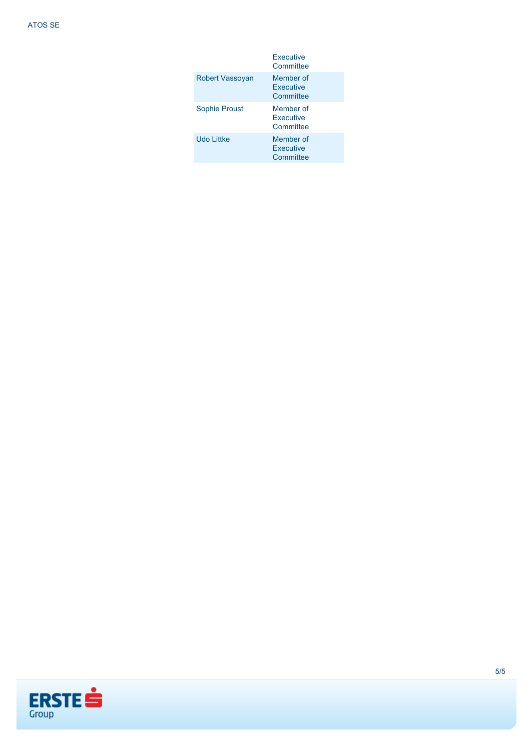| | |
|---|---|
| | Executive Committee |
| Robert Vassoyan | Member of Executive Committee |
| Sophie Proust | Member of Executive Committee |
| Udo Littke | Member of Executive Committee |